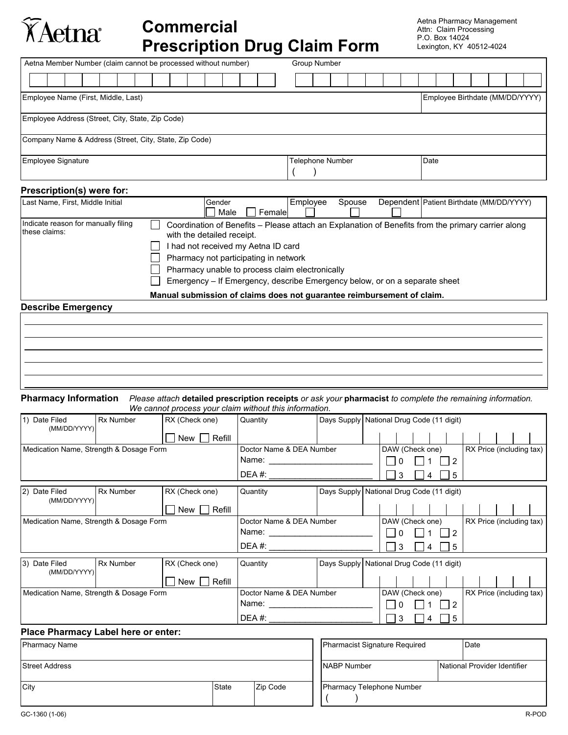# Aetna

## Commercial Prescription Drug Claim Form

Aetna Pharmacy Management
Attn: Claim Processing
P.O. Box 14024
Lexington, KY 40512-4024

| Aetna Member Number (claim cannot be processed without number) | Group Number | |
|---|---|---|
| | | |
| Employee Name (First, Middle, Last) | | Employee Birthdate (MM/DD/YYYY) |
| Employee Address (Street, City, State, Zip Code) | | |
| Company Name & Address (Street, City, State, Zip Code) | | |
| Employee Signature | Telephone Number ( ) | Date |

### Prescription(s) were for:

| Last Name, First, Middle Initial | Gender ☐ Male ☐ Female | Employee ☐ | Spouse ☐ | Dependent ☐ | Patient Birthdate (MM/DD/YYYY) |
|---|---|---|---|---|---|
| | | | | | |

Indicate reason for manually filing these claims:

- ☐ Coordination of Benefits – Please attach an Explanation of Benefits from the primary carrier along with the detailed receipt.
- ☐ I had not received my Aetna ID card
- ☐ Pharmacy not participating in network
- ☐ Pharmacy unable to process claim electronically
- ☐ Emergency – If Emergency, describe Emergency below, or on a separate sheet

**Manual submission of claims does not guarantee reimbursement of claim.**

### Describe Emergency

_______________________________________________

_______________________________________________

_______________________________________________

_______________________________________________

_______________________________________________

### Pharmacy Information

*Please attach* **detailed prescription receipts** *or ask your* **pharmacist** *to complete the remaining information. We cannot process your claim without this information.*

| 1) Date Filed (MM/DD/YYYY) | Rx Number | RX (Check one) ☐ New ☐ Refill | Quantity | Days Supply | National Drug Code (11 digit) |
|---|---|---|---|---|---|
| **Medication Name, Strength & Dosage Form** | | | **Doctor Name & DEA Number** Name: ______ DEA #: ______ | **DAW (Check one)** ☐ 0 ☐ 1 ☐ 2 ☐ 3 ☐ 4 ☐ 5 | **RX Price (including tax)** |

| 2) Date Filed (MM/DD/YYYY) | Rx Number | RX (Check one) ☐ New ☐ Refill | Quantity | Days Supply | National Drug Code (11 digit) |
|---|---|---|---|---|---|
| **Medication Name, Strength & Dosage Form** | | | **Doctor Name & DEA Number** Name: ______ DEA #: ______ | **DAW (Check one)** ☐ 0 ☐ 1 ☐ 2 ☐ 3 ☐ 4 ☐ 5 | **RX Price (including tax)** |

| 3) Date Filed (MM/DD/YYYY) | Rx Number | RX (Check one) ☐ New ☐ Refill | Quantity | Days Supply | National Drug Code (11 digit) |
|---|---|---|---|---|---|
| **Medication Name, Strength & Dosage Form** | | | **Doctor Name & DEA Number** Name: ______ DEA #: ______ | **DAW (Check one)** ☐ 0 ☐ 1 ☐ 2 ☐ 3 ☐ 4 ☐ 5 | **RX Price (including tax)** |

### Place Pharmacy Label here or enter:

| Pharmacy Name | | |
|---|---|---|
| Street Address | | |
| City | State | Zip Code |

| Pharmacist Signature Required | Date |
|---|---|
| NABP Number | National Provider Identifier |
| Pharmacy Telephone Number ( ) | |

GC-1360 (1-06) R-POD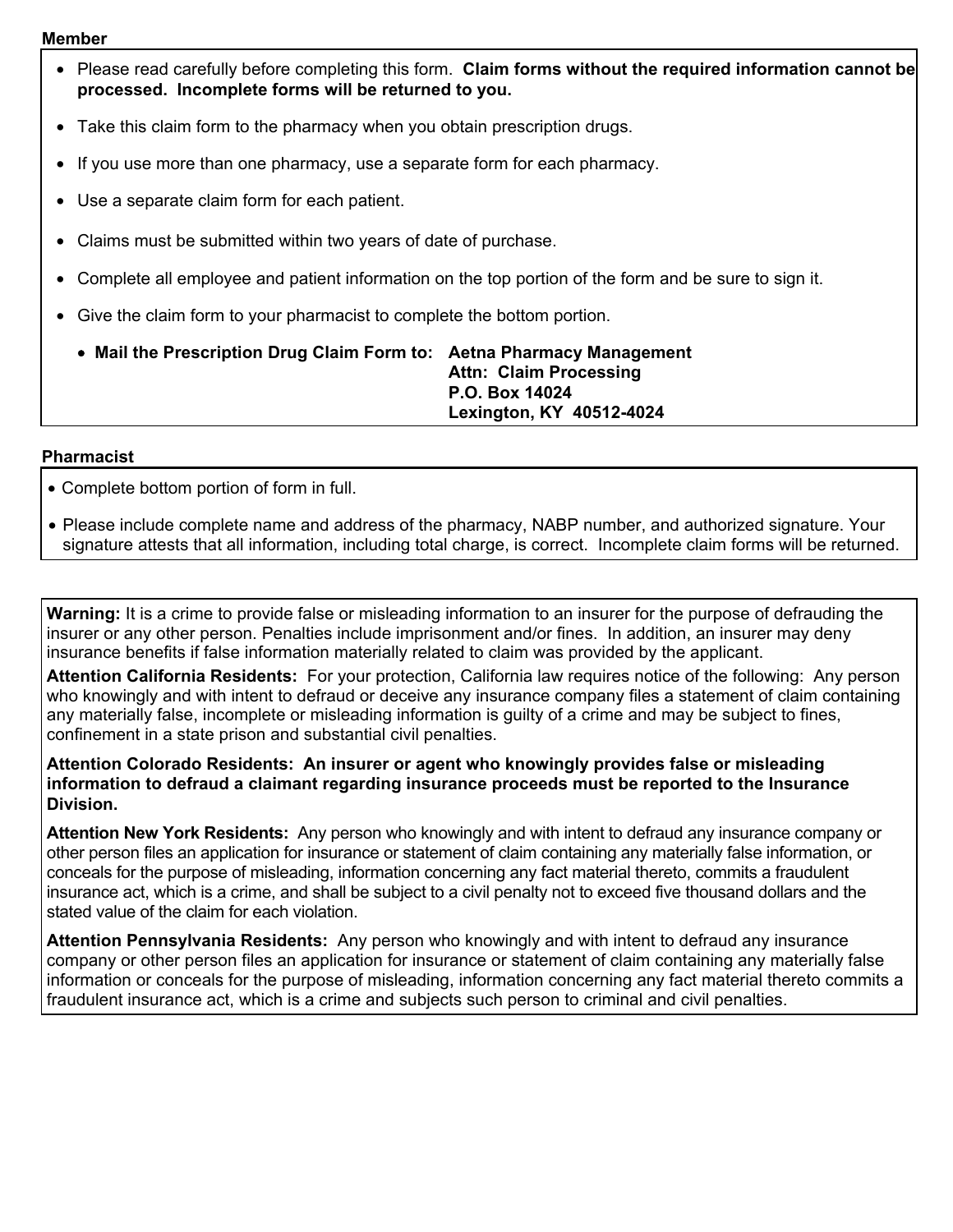**Member**

- Please read carefully before completing this form. **Claim forms without the required information cannot be processed. Incomplete forms will be returned to you.**
- Take this claim form to the pharmacy when you obtain prescription drugs.
- If you use more than one pharmacy, use a separate form for each pharmacy.
- Use a separate claim form for each patient.
- Claims must be submitted within two years of date of purchase.
- Complete all employee and patient information on the top portion of the form and be sure to sign it.
- Give the claim form to your pharmacist to complete the bottom portion.
  - **Mail the Prescription Drug Claim Form to: Aetna Pharmacy Management**
    **Attn: Claim Processing**
    **P.O. Box 14024**
    **Lexington, KY 40512-4024**

**Pharmacist**

- Complete bottom portion of form in full.
- Please include complete name and address of the pharmacy, NABP number, and authorized signature. Your signature attests that all information, including total charge, is correct. Incomplete claim forms will be returned.

**Warning:** It is a crime to provide false or misleading information to an insurer for the purpose of defrauding the insurer or any other person. Penalties include imprisonment and/or fines. In addition, an insurer may deny insurance benefits if false information materially related to claim was provided by the applicant.

**Attention California Residents:** For your protection, California law requires notice of the following: Any person who knowingly and with intent to defraud or deceive any insurance company files a statement of claim containing any materially false, incomplete or misleading information is guilty of a crime and may be subject to fines, confinement in a state prison and substantial civil penalties.

**Attention Colorado Residents: An insurer or agent who knowingly provides false or misleading information to defraud a claimant regarding insurance proceeds must be reported to the Insurance Division.**

**Attention New York Residents:** Any person who knowingly and with intent to defraud any insurance company or other person files an application for insurance or statement of claim containing any materially false information, or conceals for the purpose of misleading, information concerning any fact material thereto, commits a fraudulent insurance act, which is a crime, and shall be subject to a civil penalty not to exceed five thousand dollars and the stated value of the claim for each violation.

**Attention Pennsylvania Residents:** Any person who knowingly and with intent to defraud any insurance company or other person files an application for insurance or statement of claim containing any materially false information or conceals for the purpose of misleading, information concerning any fact material thereto commits a fraudulent insurance act, which is a crime and subjects such person to criminal and civil penalties.